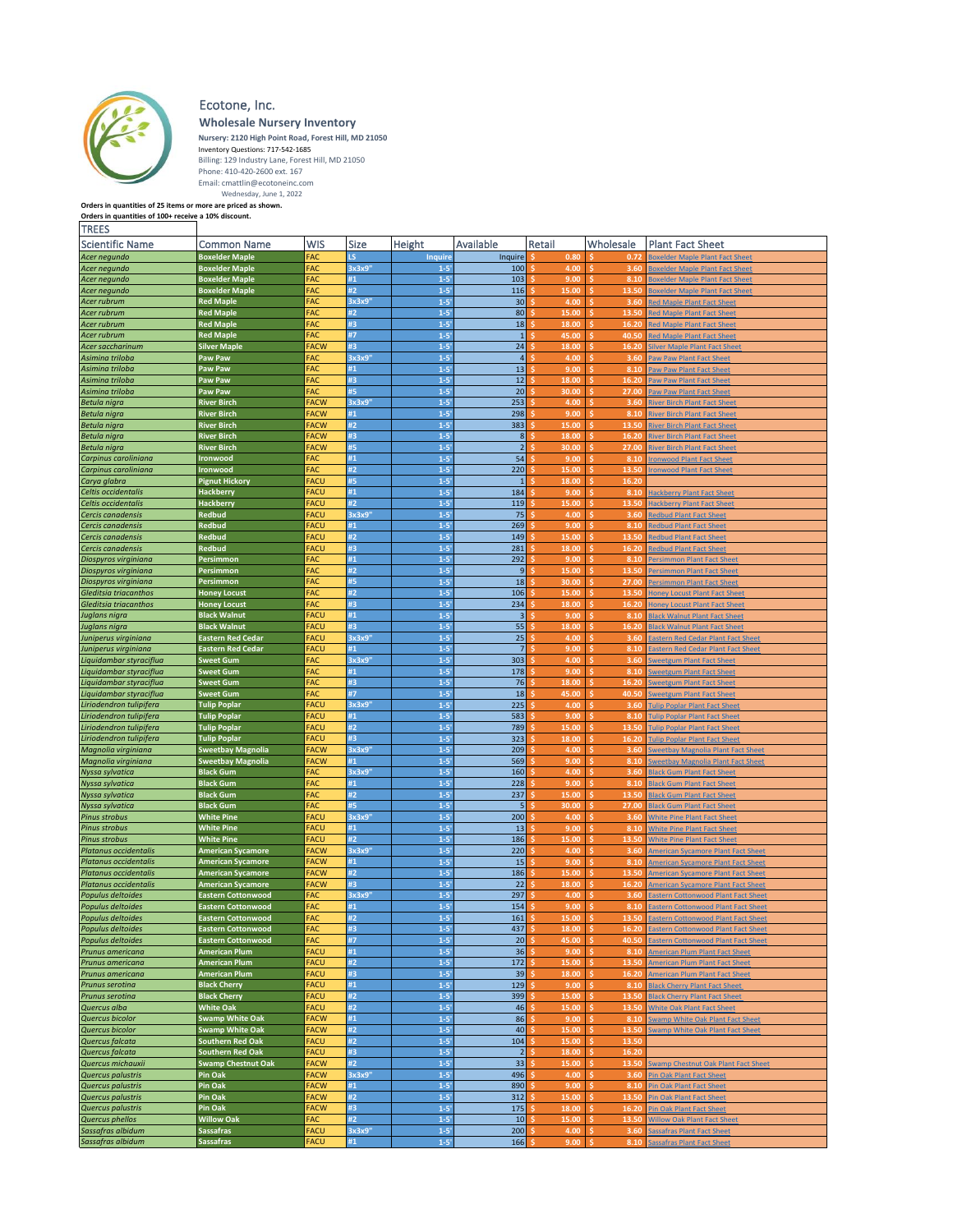# Ecotone, Inc.

## Wholesale Nursery Inventory

**Nursery: 2120 High Point Road, Forest Hill, MD 21050**
Inventory Questions: 717-542-1685
Billing: 129 Industry Lane, Forest Hill, MD 21050
Phone: 410-420-2600 ext. 167
Email: cmattlin@ecotoneinc.com
Wednesday, June 1, 2022

**Orders in quantities of 25 items or more are priced as shown.**
**Orders in quantities of 100+ receive a 10% discount.**

### TREES

| Scientific Name | Common Name | WIS | Size | Height | Available | Retail | Wholesale | Plant Fact Sheet |
|---|---|---|---|---|---|---|---|---|
| *Acer negundo* | **Boxelder Maple** | FAC | LS | Inquire | Inquire | $ 0.80 | $ 0.72 | Boxelder Maple Plant Fact Sheet |
| *Acer negundo* | **Boxelder Maple** | FAC | 3x3x9" | 1-5' | 100 | $ 4.00 | $ 3.60 | Boxelder Maple Plant Fact Sheet |
| *Acer negundo* | **Boxelder Maple** | FAC | #1 | 1-5' | 103 | $ 9.00 | $ 8.10 | Boxelder Maple Plant Fact Sheet |
| *Acer negundo* | **Boxelder Maple** | FAC | #2 | 1-5' | 116 | $ 15.00 | $ 13.50 | Boxelder Maple Plant Fact Sheet |
| *Acer rubrum* | **Red Maple** | FAC | 3x3x9" | 1-5' | 30 | $ 4.00 | $ 3.60 | Red Maple Plant Fact Sheet |
| *Acer rubrum* | **Red Maple** | FAC | #2 | 1-5' | 80 | $ 15.00 | $ 13.50 | Red Maple Plant Fact Sheet |
| *Acer rubrum* | **Red Maple** | FAC | #3 | 1-5' | 18 | $ 18.00 | $ 16.20 | Red Maple Plant Fact Sheet |
| *Acer rubrum* | **Red Maple** | FAC | #7 | 1-5' | 1 | $ 45.00 | $ 40.50 | Red Maple Plant Fact Sheet |
| *Acer saccharinum* | **Silver Maple** | FACW | #3 | 1-5' | 24 | $ 18.00 | $ 16.20 | Silver Maple Plant Fact Sheet |
| *Asimina triloba* | **Paw Paw** | FAC | 3x3x9" | 1-5' | 4 | $ 4.00 | $ 3.60 | Paw Paw Plant Fact Sheet |
| *Asimina triloba* | **Paw Paw** | FAC | #1 | 1-5' | 13 | $ 9.00 | $ 8.10 | Paw Paw Plant Fact Sheet |
| *Asimina triloba* | **Paw Paw** | FAC | #3 | 1-5' | 12 | $ 18.00 | $ 16.20 | Paw Paw Plant Fact Sheet |
| *Asimina triloba* | **Paw Paw** | FAC | #5 | 1-5' | 20 | $ 30.00 | $ 27.00 | Paw Paw Plant Fact Sheet |
| *Betula nigra* | **River Birch** | FACW | 3x3x9" | 1-5' | 253 | $ 4.00 | $ 3.60 | River Birch Plant Fact Sheet |
| *Betula nigra* | **River Birch** | FACW | #1 | 1-5' | 298 | $ 9.00 | $ 8.10 | River Birch Plant Fact Sheet |
| *Betula nigra* | **River Birch** | FACW | #2 | 1-5' | 383 | $ 15.00 | $ 13.50 | River Birch Plant Fact Sheet |
| *Betula nigra* | **River Birch** | FACW | #3 | 1-5' | 8 | $ 18.00 | $ 16.20 | River Birch Plant Fact Sheet |
| *Betula nigra* | **River Birch** | FACW | #5 | 1-5' | 2 | $ 30.00 | $ 27.00 | River Birch Plant Fact Sheet |
| *Carpinus caroliniana* | **Ironwood** | FAC | #1 | 1-5' | 54 | $ 9.00 | $ 8.10 | Ironwood Plant Fact Sheet |
| *Carpinus caroliniana* | **Ironwood** | FAC | #2 | 1-5' | 220 | $ 15.00 | $ 13.50 | Ironwood Plant Fact Sheet |
| *Carya glabra* | **Pignut Hickory** | FACU | #5 | 1-5' | 1 | $ 18.00 | $ 16.20 | |
| *Celtis occidentalis* | **Hackberry** | FACU | #1 | 1-5' | 184 | $ 9.00 | $ 8.10 | Hackberry Plant Fact Sheet |
| *Celtis occidentalis* | **Hackberry** | FACU | #2 | 1-5' | 119 | $ 15.00 | $ 13.50 | Hackberry Plant Fact Sheet |
| *Cercis canadensis* | **Redbud** | FACU | 3x3x9" | 1-5' | 75 | $ 4.00 | $ 3.60 | Redbud Plant Fact Sheet |
| *Cercis canadensis* | **Redbud** | FACU | #1 | 1-5' | 269 | $ 9.00 | $ 8.10 | Redbud Plant Fact Sheet |
| *Cercis canadensis* | **Redbud** | FACU | #2 | 1-5' | 149 | $ 15.00 | $ 13.50 | Redbud Plant Fact Sheet |
| *Cercis canadensis* | **Redbud** | FACU | #3 | 1-5' | 281 | $ 18.00 | $ 16.20 | Redbud Plant Fact Sheet |
| *Diospyros virginiana* | **Persimmon** | FAC | #1 | 1-5' | 292 | $ 9.00 | $ 8.10 | Persimmon Plant Fact Sheet |
| *Diospyros virginiana* | **Persimmon** | FAC | #2 | 1-5' | 9 | $ 15.00 | $ 13.50 | Persimmon Plant Fact Sheet |
| *Diospyros virginiana* | **Persimmon** | FAC | #5 | 1-5' | 18 | $ 30.00 | $ 27.00 | Persimmon Plant Fact Sheet |
| *Gleditsia triacanthos* | **Honey Locust** | FAC | #2 | 1-5' | 106 | $ 15.00 | $ 13.50 | Honey Locust Plant Fact Sheet |
| *Gleditsia triacanthos* | **Honey Locust** | FAC | #3 | 1-5' | 234 | $ 18.00 | $ 16.20 | Honey Locust Plant Fact Sheet |
| *Juglans nigra* | **Black Walnut** | FACU | #1 | 1-5' | 3 | $ 9.00 | $ 8.10 | Black Walnut Plant Fact Sheet |
| *Juglans nigra* | **Black Walnut** | FACU | #3 | 1-5' | 55 | $ 18.00 | $ 16.20 | Black Walnut Plant Fact Sheet |
| *Juniperus virginiana* | **Eastern Red Cedar** | FACU | 3x3x9" | 1-5' | 25 | $ 4.00 | $ 3.60 | Eastern Red Cedar Plant Fact Sheet |
| *Juniperus virginiana* | **Eastern Red Cedar** | FACU | #1 | 1-5' | 7 | $ 9.00 | $ 8.10 | Eastern Red Cedar Plant Fact Sheet |
| *Liquidambar styraciflua* | **Sweet Gum** | FAC | 3x3x9" | 1-5' | 303 | $ 4.00 | $ 3.60 | Sweetgum Plant Fact Sheet |
| *Liquidambar styraciflua* | **Sweet Gum** | FAC | #1 | 1-5' | 178 | $ 9.00 | $ 8.10 | Sweetgum Plant Fact Sheet |
| *Liquidambar styraciflua* | **Sweet Gum** | FAC | #3 | 1-5' | 76 | $ 18.00 | $ 16.20 | Sweetgum Plant Fact Sheet |
| *Liquidambar styraciflua* | **Sweet Gum** | FAC | #7 | 1-5' | 18 | $ 45.00 | $ 40.50 | Sweetgum Plant Fact Sheet |
| *Liriodendron tulipifera* | **Tulip Poplar** | FACU | 3x3x9" | 1-5' | 225 | $ 4.00 | $ 3.60 | Tulip Poplar Plant Fact Sheet |
| *Liriodendron tulipifera* | **Tulip Poplar** | FACU | #1 | 1-5' | 583 | $ 9.00 | $ 8.10 | Tulip Poplar Plant Fact Sheet |
| *Liriodendron tulipifera* | **Tulip Poplar** | FACU | #2 | 1-5' | 789 | $ 15.00 | $ 13.50 | Tulip Poplar Plant Fact Sheet |
| *Liriodendron tulipifera* | **Tulip Poplar** | FACU | #3 | 1-5' | 323 | $ 18.00 | $ 16.20 | Tulip Poplar Plant Fact Sheet |
| *Magnolia virginiana* | **Sweetbay Magnolia** | FACW | 3x3x9" | 1-5' | 209 | $ 4.00 | $ 3.60 | Sweetbay Magnolia Plant Fact Sheet |
| *Magnolia virginiana* | **Sweetbay Magnolia** | FACW | #1 | 1-5' | 569 | $ 9.00 | $ 8.10 | Sweetbay Magnolia Plant Fact Sheet |
| *Nyssa sylvatica* | **Black Gum** | FAC | 3x3x9" | 1-5' | 160 | $ 4.00 | $ 3.60 | Black Gum Plant Fact Sheet |
| *Nyssa sylvatica* | **Black Gum** | FAC | #1 | 1-5' | 228 | $ 9.00 | $ 8.10 | Black Gum Plant Fact Sheet |
| *Nyssa sylvatica* | **Black Gum** | FAC | #2 | 1-5' | 237 | $ 15.00 | $ 13.50 | Black Gum Plant Fact Sheet |
| *Nyssa sylvatica* | **Black Gum** | FAC | #5 | 1-5' | 5 | $ 30.00 | $ 27.00 | Black Gum Plant Fact Sheet |
| *Pinus strobus* | **White Pine** | FACU | 3x3x9" | 1-5' | 200 | $ 4.00 | $ 3.60 | White Pine Plant Fact Sheet |
| *Pinus strobus* | **White Pine** | FACU | #1 | 1-5' | 13 | $ 9.00 | $ 8.10 | White Pine Plant Fact Sheet |
| *Pinus strobus* | **White Pine** | FACU | #2 | 1-5' | 186 | $ 15.00 | $ 13.50 | White Pine Plant Fact Sheet |
| *Platanus occidentalis* | **American Sycamore** | FACW | 3x3x9" | 1-5' | 220 | $ 4.00 | $ 3.60 | American Sycamore Plant Fact Sheet |
| *Platanus occidentalis* | **American Sycamore** | FACW | #1 | 1-5' | 15 | $ 9.00 | $ 8.10 | American Sycamore Plant Fact Sheet |
| *Platanus occidentalis* | **American Sycamore** | FACW | #2 | 1-5' | 186 | $ 15.00 | $ 13.50 | American Sycamore Plant Fact Sheet |
| *Platanus occidentalis* | **American Sycamore** | FACW | #3 | 1-5' | 22 | $ 18.00 | $ 16.20 | American Sycamore Plant Fact Sheet |
| *Populus deltoides* | **Eastern Cottonwood** | FAC | 3x3x9" | 1-5' | 297 | $ 4.00 | $ 3.60 | Eastern Cottonwood Plant Fact Sheet |
| *Populus deltoides* | **Eastern Cottonwood** | FAC | #1 | 1-5' | 154 | $ 9.00 | $ 8.10 | Eastern Cottonwood Plant Fact Sheet |
| *Populus deltoides* | **Eastern Cottonwood** | FAC | #2 | 1-5' | 161 | $ 15.00 | $ 13.50 | Eastern Cottonwood Plant Fact Sheet |
| *Populus deltoides* | **Eastern Cottonwood** | FAC | #3 | 1-5' | 437 | $ 18.00 | $ 16.20 | Eastern Cottonwood Plant Fact Sheet |
| *Populus deltoides* | **Eastern Cottonwood** | FAC | #7 | 1-5' | 20 | $ 45.00 | $ 40.50 | Eastern Cottonwood Plant Fact Sheet |
| *Prunus americana* | **American Plum** | FACU | #1 | 1-5' | 36 | $ 9.00 | $ 8.10 | American Plum Plant Fact Sheet |
| *Prunus americana* | **American Plum** | FACU | #2 | 1-5' | 172 | $ 15.00 | $ 13.50 | American Plum Plant Fact Sheet |
| *Prunus americana* | **American Plum** | FACU | #3 | 1-5' | 39 | $ 18.00 | $ 16.20 | American Plum Plant Fact Sheet |
| *Prunus serotina* | **Black Cherry** | FACU | #1 | 1-5' | 129 | $ 9.00 | $ 8.10 | Black Cherry Plant Fact Sheet |
| *Prunus serotina* | **Black Cherry** | FACU | #2 | 1-5' | 399 | $ 15.00 | $ 13.50 | Black Cherry Plant Fact Sheet |
| *Quercus alba* | **White Oak** | FACU | #2 | 1-5' | 46 | $ 15.00 | $ 13.50 | White Oak Plant Fact Sheet |
| *Quercus bicolor* | **Swamp White Oak** | FACW | #1 | 1-5' | 86 | $ 9.00 | $ 8.10 | Swamp White Oak Plant Fact Sheet |
| *Quercus bicolor* | **Swamp White Oak** | FACW | #2 | 1-5' | 40 | $ 15.00 | $ 13.50 | Swamp White Oak Plant Fact Sheet |
| *Quercus falcata* | **Southern Red Oak** | FACU | #2 | 1-5' | 104 | $ 15.00 | $ 13.50 | |
| *Quercus falcata* | **Southern Red Oak** | FACU | #3 | 1-5' | 2 | $ 18.00 | $ 16.20 | |
| *Quercus michauxii* | **Swamp Chestnut Oak** | FACW | #2 | 1-5' | 33 | $ 15.00 | $ 13.50 | Swamp Chestnut Oak Plant Fact Sheet |
| *Quercus palustris* | **Pin Oak** | FACW | 3x3x9" | 1-5' | 496 | $ 4.00 | $ 3.60 | Pin Oak Plant Fact Sheet |
| *Quercus palustris* | **Pin Oak** | FACW | #1 | 1-5' | 890 | $ 9.00 | $ 8.10 | Pin Oak Plant Fact Sheet |
| *Quercus palustris* | **Pin Oak** | FACW | #2 | 1-5' | 312 | $ 15.00 | $ 13.50 | Pin Oak Plant Fact Sheet |
| *Quercus palustris* | **Pin Oak** | FACW | #3 | 1-5' | 175 | $ 18.00 | $ 16.20 | Pin Oak Plant Fact Sheet |
| *Quercus phellos* | **Willow Oak** | FAC | #2 | 1-5' | 10 | $ 15.00 | $ 13.50 | Willow Oak Plant Fact Sheet |
| *Sassafras albidum* | **Sassafras** | FACU | 3x3x9" | 1-5' | 200 | $ 4.00 | $ 3.60 | Sassafras Plant Fact Sheet |
| *Sassafras albidum* | **Sassafras** | FACU | #1 | 1-5' | 166 | $ 9.00 | $ 8.10 | Sassafras Plant Fact Sheet |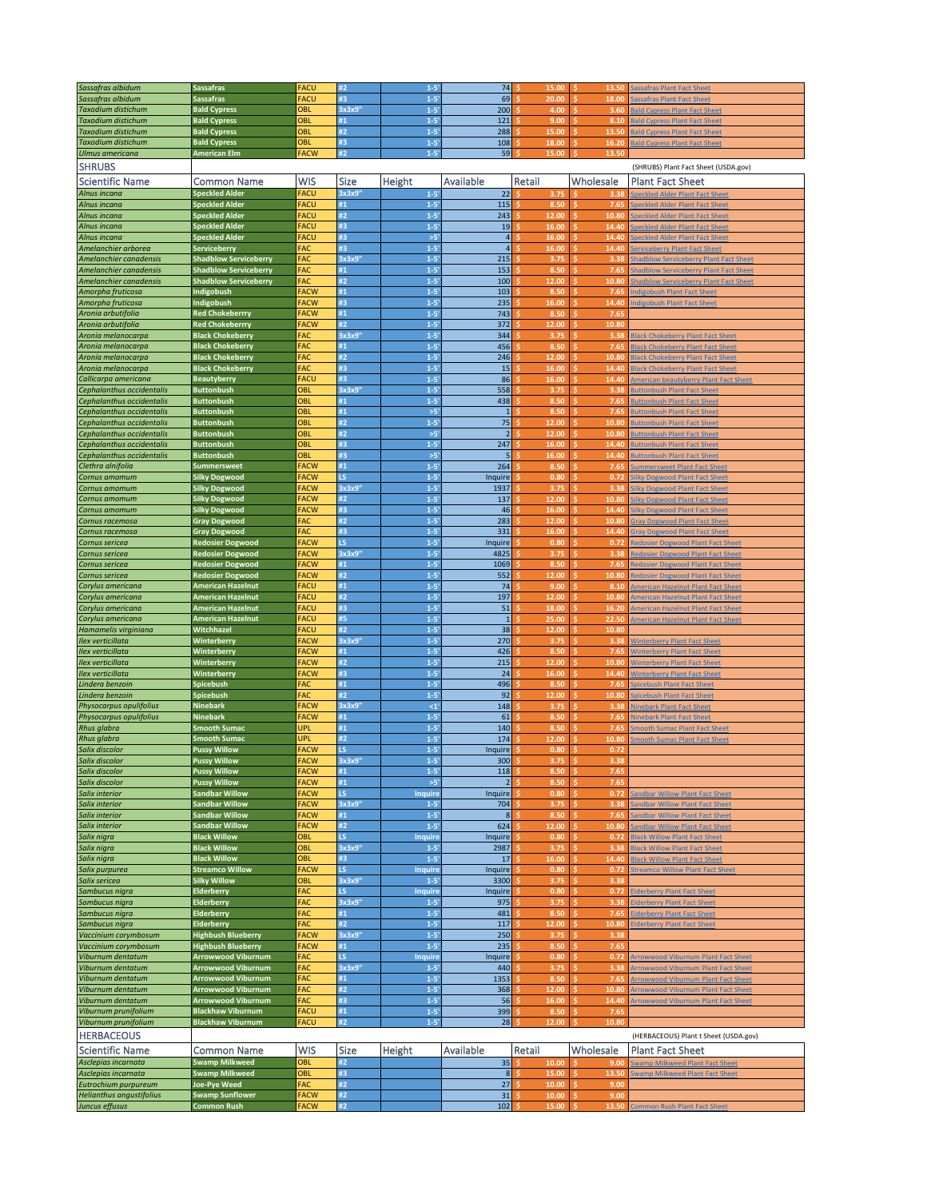| Scientific Name | Common Name | WIS | Size | Height | Available | Retail | Wholesale | Plant Fact Sheet |
|---|---|---|---|---|---|---|---|---|
| *Sassafras albidum* | Sassafras | FACU | #2 | 1-5' | 74 | $ 15.00 | $ 13.50 | Sassafras Plant Fact Sheet |
| *Sassafras albidum* | Sassafras | FACU | #3 | 1-5' | 69 | $ 20.00 | $ 18.00 | Sassafras Plant Fact Sheet |
| *Taxodium distichum* | Bald Cypress | OBL | 3x3x9" | 1-5' | 200 | $ 4.00 | $ 3.60 | Bald Cypress Plant Fact Sheet |
| *Taxodium distichum* | Bald Cypress | OBL | #1 | 1-5' | 121 | $ 9.00 | $ 8.10 | Bald Cypress Plant Fact Sheet |
| *Taxodium distichum* | Bald Cypress | OBL | #2 | 1-5' | 288 | $ 15.00 | $ 13.50 | Bald Cypress Plant Fact Sheet |
| *Taxodium distichum* | Bald Cypress | OBL | #3 | 1-5' | 108 | $ 18.00 | $ 16.20 | Bald Cypress Plant Fact Sheet |
| *Ulmus americana* | American Elm | FACW | #2 | 1-5' | 59 | $ 15.00 | $ 13.50 | |

## SHRUBS

(SHRUBS) Plant Fact Sheet (USDA.gov)

| Scientific Name | Common Name | WIS | Size | Height | Available | Retail | Wholesale | Plant Fact Sheet |
|---|---|---|---|---|---|---|---|---|
| *Alnus incana* | Speckled Alder | FACU | 3x3x9" | 1-5' | 22 | $ 3.75 | $ 3.38 | Speckled Alder Plant Fact Sheet |
| *Alnus incana* | Speckled Alder | FACU | #1 | 1-5' | 115 | $ 8.50 | $ 7.65 | Speckled Alder Plant Fact Sheet |
| *Alnus incana* | Speckled Alder | FACU | #2 | 1-5' | 243 | $ 12.00 | $ 10.80 | Speckled Alder Plant Fact Sheet |
| *Alnus incana* | Speckled Alder | FACU | #3 | 1-5' | 19 | $ 16.00 | $ 14.40 | Speckled Alder Plant Fact Sheet |
| *Alnus incana* | Speckled Alder | FACU | #3 | >5' | 4 | $ 16.00 | $ 14.40 | Speckled Alder Plant Fact Sheet |
| *Amelanchier arborea* | Serviceberry | FAC | #3 | 1-5' | 4 | $ 16.00 | $ 14.40 | Serviceberry Plant Fact Sheet |
| *Amelanchier canadensis* | Shadblow Serviceberry | FAC | 3x3x9" | 1-5' | 215 | $ 3.75 | $ 3.38 | Shadblow Serviceberry Plant Fact Sheet |
| *Amelanchier canadensis* | Shadblow Serviceberry | FAC | #1 | 1-5' | 153 | $ 8.50 | $ 7.65 | Shadblow Serviceberry Plant Fact Sheet |
| *Amelanchier canadensis* | Shadblow Serviceberry | FAC | #2 | 1-5' | 100 | $ 12.00 | $ 10.80 | Shadblow Serviceberry Plant Fact Sheet |
| *Amorpha fruticosa* | Indigobush | FACW | #1 | 1-5' | 103 | $ 8.50 | $ 7.65 | Indigobush Plant Fact Sheet |
| *Amorpha fruticosa* | Indigobush | FACW | #3 | 1-5' | 235 | $ 16.00 | $ 14.40 | Indigobush Plant Fact Sheet |
| *Aronia arbutifolia* | Red Chokeberrry | FACW | #1 | 1-5' | 743 | $ 8.50 | $ 7.65 | |
| *Aronia arbutifolia* | Red Chokeberry | FACW | #2 | 1-5' | 372 | $ 12.00 | $ 10.80 | |
| *Aronia melanocarpa* | Black Chokeberry | FAC | 3x3x9" | 1-5' | 344 | $ 3.75 | $ 3.38 | Black Chokeberry Plant Fact Sheet |
| *Aronia melanocarpa* | Black Chokeberry | FAC | #1 | 1-5' | 456 | $ 8.50 | $ 7.65 | Black Chokeberry Plant Fact Sheet |
| *Aronia melanocarpa* | Black Chokeberry | FAC | #2 | 1-5' | 246 | $ 12.00 | $ 10.80 | Black Chokeberry Plant Fact Sheet |
| *Aronia melanocarpa* | Black Chokeberry | FAC | #3 | 1-5' | 15 | $ 16.00 | $ 14.40 | Black Chokeberry Plant Fact Sheet |
| *Callicarpa americana* | Beautyberry | FACU | #3 | 1-5' | 86 | $ 16.00 | $ 14.40 | American beautyberry Plant Fact Sheet |
| *Cephalanthus occidentalis* | Buttonbush | OBL | 3x3x9" | 1-5' | 558 | $ 3.75 | $ 3.38 | Buttonbush Plant Fact Sheet |
| *Cephalanthus occidentalis* | Buttonbush | OBL | #1 | 1-5' | 438 | $ 8.50 | $ 7.65 | Buttonbush Plant Fact Sheet |
| *Cephalanthus occidentalis* | Buttonbush | OBL | #1 | >5' | 1 | $ 8.50 | $ 7.65 | Buttonbush Plant Fact Sheet |
| *Cephalanthus occidentalis* | Buttonbush | OBL | #2 | 1-5' | 75 | $ 12.00 | $ 10.80 | Buttonbush Plant Fact Sheet |
| *Cephalanthus occidentalis* | Buttonbush | OBL | #2 | >5' | 2 | $ 12.00 | $ 10.80 | Buttonbush Plant Fact Sheet |
| *Cephalanthus occidentalis* | Buttonbush | OBL | #3 | 1-5' | 247 | $ 16.00 | $ 14.40 | Buttonbush Plant Fact Sheet |
| *Cephalanthus occidentalis* | Buttonbush | OBL | #3 | >5' | 5 | $ 16.00 | $ 14.40 | Buttonbush Plant Fact Sheet |
| *Clethra alnifolia* | Summersweet | FACW | #1 | 1-5' | 264 | $ 8.50 | $ 7.65 | Summersweet Plant Fact Sheet |
| *Cornus amomum* | Silky Dogwood | FACW | LS | 1-5' | Inquire | $ 0.80 | $ 0.72 | Silky Dogwood Plant Fact Sheet |
| *Cornus amomum* | Silky Dogwood | FACW | 3x3x9" | 1-5' | 1937 | $ 3.75 | $ 3.38 | Silky Dogwood Plant Fact Sheet |
| *Cornus amomum* | Silky Dogwood | FACW | #2 | 1-5' | 137 | $ 12.00 | $ 10.80 | Silky Dogwood Plant Fact Sheet |
| *Cornus amomum* | Silky Dogwood | FACW | #3 | 1-5' | 46 | $ 16.00 | $ 14.40 | Silky Dogwood Plant Fact Sheet |
| *Cornus racemosa* | Gray Dogwood | FAC | #2 | 1-5' | 283 | $ 12.00 | $ 10.80 | Gray Dogwood Plant Fact Sheet |
| *Cornus racemosa* | Gray Dogwood | FAC | #3 | 1-5' | 331 | $ 16.00 | $ 14.40 | Gray Dogwood Plant Fact Sheet |
| *Cornus sericea* | Redosier Dogwood | FACW | LS | 1-5' | Inquire | $ 0.80 | $ 0.72 | Redosier Dogwood Plant Fact Sheet |
| *Cornus sericea* | Redosier Dogwood | FACW | 3x3x9" | 1-5' | 4825 | $ 3.75 | $ 3.38 | Redosier Dogwood Plant Fact Sheet |
| *Cornus sericea* | Redosier Dogwood | FACW | #1 | 1-5' | 1069 | $ 8.50 | $ 7.65 | Redosier Dogwood Plant Fact Sheet |
| *Cornus sericea* | Redosier Dogwood | FACW | #2 | 1-5' | 552 | $ 12.00 | $ 10.80 | Redosier Dogwood Plant Fact Sheet |
| *Corylus americana* | American Hazelnut | FACU | #1 | 1-5' | 74 | $ 9.00 | $ 8.10 | American Hazelnut Plant Fact Sheet |
| *Corylus americana* | American Hazelnut | FACU | #2 | 1-5' | 197 | $ 12.00 | $ 10.80 | American Hazelnut Plant Fact Sheet |
| *Corylus americana* | American Hazelnut | FACU | #3 | 1-5' | 51 | $ 18.00 | $ 16.20 | American Hazelnut Plant Fact Sheet |
| *Corylus americana* | American Hazelnut | FACU | #5 | 1-5' | 1 | $ 25.00 | $ 22.50 | American Hazelnut Plant Fact Sheet |
| *Hamamelis virginiana* | Witchhazel | FACU | #2 | 1-5' | 38 | $ 12.00 | $ 10.80 | |
| *Ilex verticillata* | Winterberry | FACW | 3x3x9" | 1-5' | 270 | $ 3.75 | $ 3.38 | Winterberry Plant Fact Sheet |
| *Ilex verticillata* | Winterberry | FACW | #1 | 1-5' | 426 | $ 8.50 | $ 7.65 | Winterberry Plant Fact Sheet |
| *Ilex verticillata* | Winterberry | FACW | #2 | 1-5' | 215 | $ 12.00 | $ 10.80 | Winterberry Plant Fact Sheet |
| *Ilex verticillata* | Winterberry | FACW | #3 | 1-5' | 24 | $ 16.00 | $ 14.40 | Winterberry Plant Fact Sheet |
| *Lindera benzoin* | Spicebush | FAC | #1 | 1-5' | 496 | $ 8.50 | $ 7.65 | Spicebush Plant Fact Sheet |
| *Lindera benzoin* | Spicebush | FAC | #2 | 1-5' | 92 | $ 12.00 | $ 10.80 | Spicebush Plant Fact Sheet |
| *Physocarpus opulifolius* | Ninebark | FACW | 3x3x9" | <1' | 148 | $ 3.75 | $ 3.38 | Ninebark Plant Fact Sheet |
| *Physocarpus opulifolius* | Ninebark | FACW | #1 | 1-5' | 61 | $ 8.50 | $ 7.65 | Ninebark Plant Fact Sheet |
| *Rhus glabra* | Smooth Sumac | UPL | #1 | 1-5' | 140 | $ 8.50 | $ 7.65 | Smooth Sumac Plant Fact Sheet |
| *Rhus glabra* | Smooth Sumac | UPL | #2 | 1-5' | 174 | $ 12.00 | $ 10.80 | Smooth Sumac Plant Fact Sheet |
| *Salix discolor* | Pussy Willow | FACW | LS | 1-5' | Inquire | $ 0.80 | $ 0.72 | |
| *Salix discolor* | Pussy Willow | FACW | 3x3x9" | 1-5' | 300 | $ 3.75 | $ 3.38 | |
| *Salix discolor* | Pussy Willow | FACW | #1 | 1-5' | 118 | $ 8.50 | $ 7.65 | |
| *Salix discolor* | Pussy Willow | FACW | #1 | >5' | 2 | $ 8.50 | $ 7.65 | |
| *Salix interior* | Sandbar Willow | FACW | LS | Inquire | Inquire | $ 0.80 | $ 0.72 | Sandbar Willow Plant Fact Sheet |
| *Salix interior* | Sandbar Willow | FACW | 3x3x9" | 1-5' | 704 | $ 3.75 | $ 3.38 | Sandbar Willow Plant Fact Sheet |
| *Salix interior* | Sandbar Willow | FACW | #1 | 1-5' | 8 | $ 8.50 | $ 7.65 | Sandbar Willow Plant Fact Sheet |
| *Salix interior* | Sandbar Willow | FACW | #2 | 1-5' | 624 | $ 12.00 | $ 10.80 | Sandbar Willow Plant Fact Sheet |
| *Salix nigra* | Black Willow | OBL | LS | Inquire | Inquire | $ 0.80 | $ 0.72 | Black Willow Plant Fact Sheet |
| *Salix nigra* | Black Willow | OBL | 3x3x9" | 1-5' | 2987 | $ 3.75 | $ 3.38 | Black Willow Plant Fact Sheet |
| *Salix nigra* | Black Willow | OBL | #3 | 1-5' | 17 | $ 16.00 | $ 14.40 | Black Willow Plant Fact Sheet |
| *Salix purpurea* | Streamco Willow | FACW | LS | Inquire | Inquire | $ 0.80 | $ 0.72 | Streamco Willow Plant Fact Sheet |
| *Salix sericea* | Silky Willow | OBL | 3x3x9" | 1-5' | 3300 | $ 3.75 | $ 3.38 | |
| *Sambucus nigra* | Elderberry | FAC | LS | Inquire | Inquire | $ 0.80 | $ 0.72 | Elderberry Plant Fact Sheet |
| *Sambucus nigra* | Elderberry | FAC | 3x3x9" | 1-5' | 975 | $ 3.75 | $ 3.38 | Elderberry Plant Fact Sheet |
| *Sambucus nigra* | Elderberry | FAC | #1 | 1-5' | 481 | $ 8.50 | $ 7.65 | Elderberry Plant Fact Sheet |
| *Sambucus nigra* | Elderberry | FAC | #2 | 1-5' | 117 | $ 12.00 | $ 10.80 | Elderberry Plant Fact Sheet |
| *Vaccinium corymbosum* | Highbush Blueberry | FACW | 3x3x9" | 1-5' | 250 | $ 3.75 | $ 3.38 | |
| *Vaccinium corymbosum* | Highbush Blueberry | FACW | #1 | 1-5' | 235 | $ 8.50 | $ 7.65 | |
| *Viburnum dentatum* | Arrowwood Viburnum | FAC | LS | Inquire | Inquire | $ 0.80 | $ 0.72 | Arrowwood Viburnum Plant Fact Sheet |
| *Viburnum dentatum* | Arrowwood Viburnum | FAC | 3x3x9" | 1-5' | 440 | $ 3.75 | $ 3.38 | Arrowwood Viburnum Plant Fact Sheet |
| *Viburnum dentatum* | Arrowwood Viburnum | FAC | #1 | 1-5' | 1353 | $ 8.50 | $ 7.65 | Arrowwood Viburnum Plant Fact Sheet |
| *Viburnum dentatum* | Arrowwood Viburnum | FAC | #2 | 1-5' | 368 | $ 12.00 | $ 10.80 | Arrowwood Viburnum Plant Fact Sheet |
| *Viburnum dentatum* | Arrowwood Viburnum | FAC | #3 | 1-5' | 56 | $ 16.00 | $ 14.40 | Arrowwood Viburnum Plant Fact Sheet |
| *Viburnum prunifolium* | Blackhaw Viburnum | FACU | #1 | 1-5' | 399 | $ 8.50 | $ 7.65 | |
| *Viburnum prunifolium* | Blackhaw Viburnum | FACU | #2 | 1-5' | 28 | $ 12.00 | $ 10.80 | |

## HERBACEOUS

(HERBACEOUS) Plant t Sheet (USDA.gov)

| Scientific Name | Common Name | WIS | Size | Height | Available | Retail | Wholesale | Plant Fact Sheet |
|---|---|---|---|---|---|---|---|---|
| *Asclepias incarnata* | Swamp Milkweed | OBL | #2 | | 35 | $ 10.00 | $ 9.00 | Swamp Milkweed Plant Fact Sheet |
| *Asclepias incarnata* | Swamp Milkweed | OBL | #3 | | 8 | $ 15.00 | $ 13.50 | Swamp Milkweed Plant Fact Sheet |
| *Eutrochium purpureum* | Joe-Pye Weed | FAC | #2 | | 27 | $ 10.00 | $ 9.00 | |
| *Helianthus angustifolius* | Swamp Sunflower | FACW | #2 | | 31 | $ 10.00 | $ 9.00 | |
| *Juncus effusus* | Common Rush | FACW | #2 | | 102 | $ 15.00 | $ 13.50 | Common Rush Plant Fact Sheet |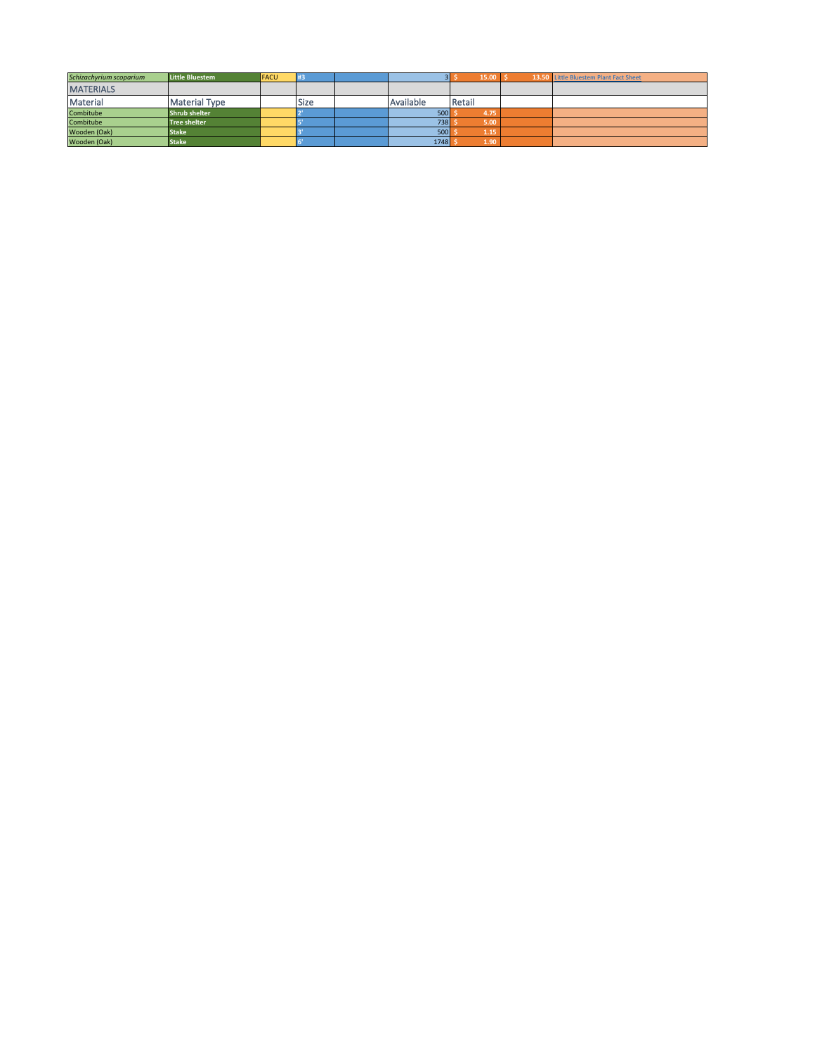| | | | | | | | | |
|---|---|---|---|---|---|---|---|---|
| *Schizachyrium scoparium* | Little Bluestem | FACU | #3 | | 3 | $ 15.00 | $ 13.50 | Little Bluestem Plant Fact Sheet |
| MATERIALS | | | | | | | | |
| Material | Material Type | | Size | | Available | Retail | | |
| Combitube | Shrub shelter | | 2' | | 500 | $ 4.75 | | |
| Combitube | Tree shelter | | 5' | | 738 | $ 5.00 | | |
| Wooden (Oak) | Stake | | 3' | | 500 | $ 1.15 | | |
| Wooden (Oak) | Stake | | 6' | | 1748 | $ 1.90 | | |